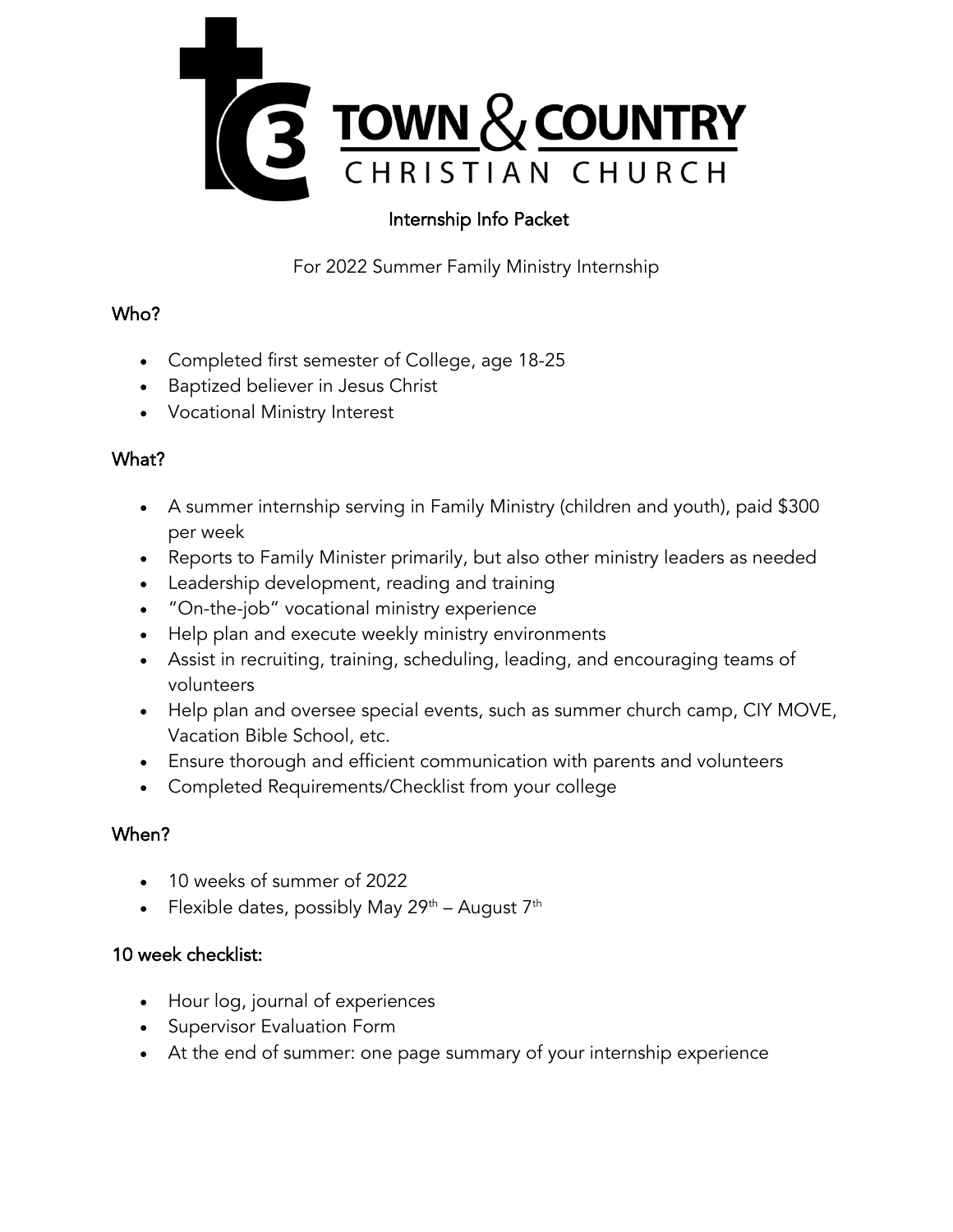# TOWN & COUNTRY CHRISTIAN CHURCH

## Internship Info Packet

For 2022 Summer Family Ministry Internship

### Who?

- Completed first semester of College, age 18-25
- Baptized believer in Jesus Christ
- Vocational Ministry Interest

### What?

- A summer internship serving in Family Ministry (children and youth), paid $300 per week
- Reports to Family Minister primarily, but also other ministry leaders as needed
- Leadership development, reading and training
- "On-the-job" vocational ministry experience
- Help plan and execute weekly ministry environments
- Assist in recruiting, training, scheduling, leading, and encouraging teams of volunteers
- Help plan and oversee special events, such as summer church camp, CIY MOVE, Vacation Bible School, etc.
- Ensure thorough and efficient communication with parents and volunteers
- Completed Requirements/Checklist from your college

### When?

- 10 weeks of summer of 2022
- Flexible dates, possibly May 29th – August 7th

### 10 week checklist:

- Hour log, journal of experiences
- Supervisor Evaluation Form
- At the end of summer: one page summary of your internship experience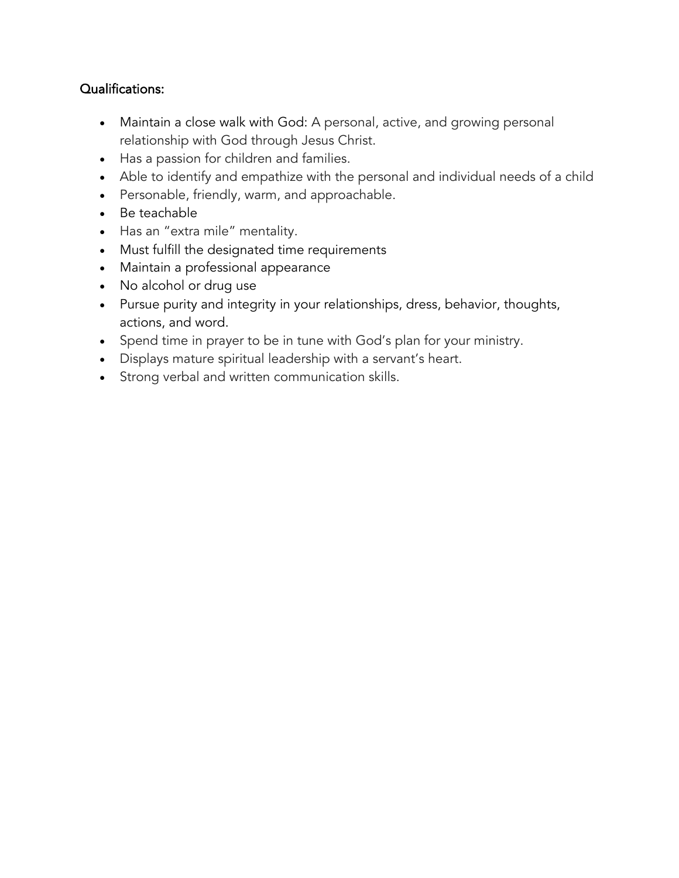## Qualifications:

- Maintain a close walk with God: A personal, active, and growing personal relationship with God through Jesus Christ.
- Has a passion for children and families.
- Able to identify and empathize with the personal and individual needs of a child
- Personable, friendly, warm, and approachable.
- Be teachable
- Has an "extra mile" mentality.
- Must fulfill the designated time requirements
- Maintain a professional appearance
- No alcohol or drug use
- Pursue purity and integrity in your relationships, dress, behavior, thoughts, actions, and word.
- Spend time in prayer to be in tune with God's plan for your ministry.
- Displays mature spiritual leadership with a servant's heart.
- Strong verbal and written communication skills.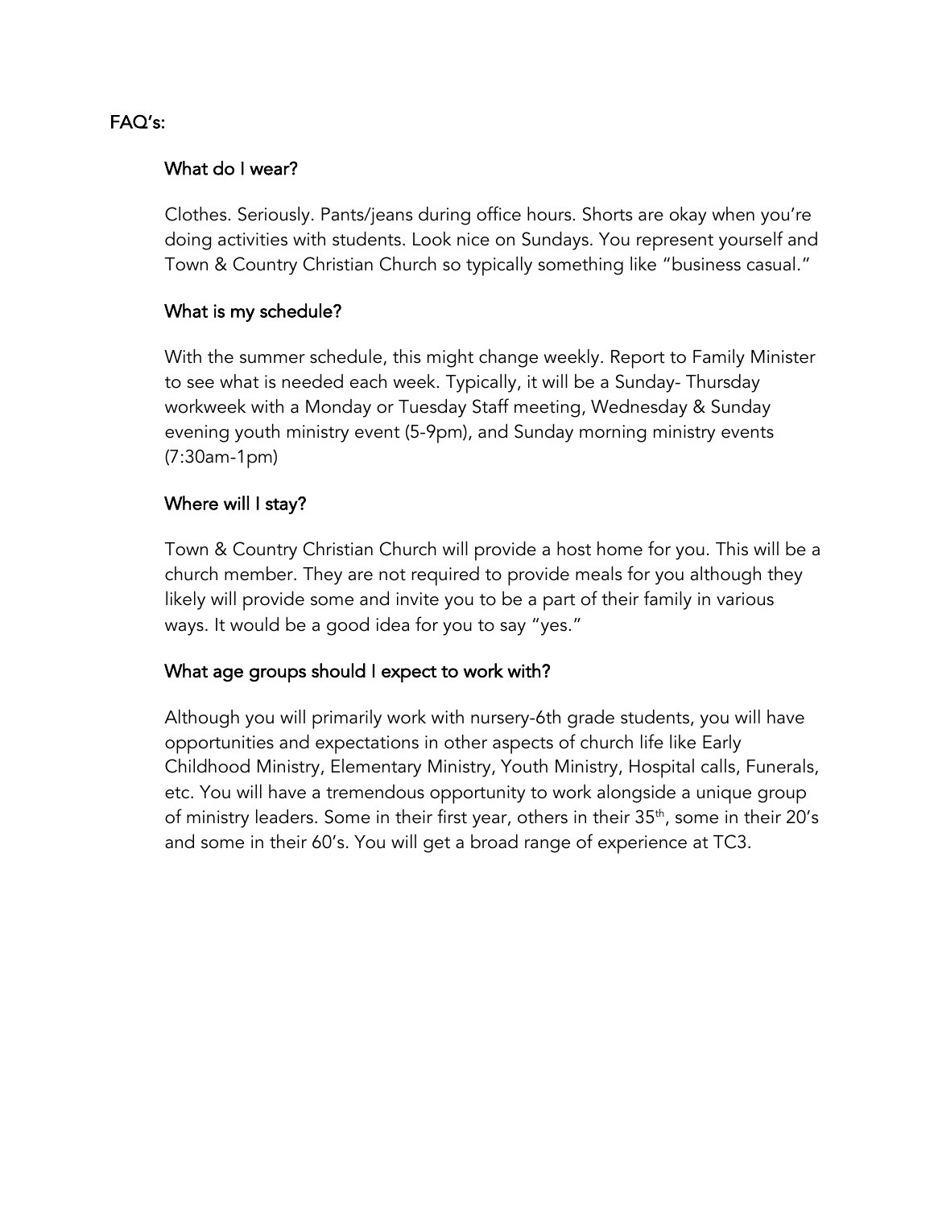## FAQ's:

### What do I wear?

Clothes. Seriously. Pants/jeans during office hours. Shorts are okay when you're doing activities with students. Look nice on Sundays. You represent yourself and Town & Country Christian Church so typically something like "business casual."

### What is my schedule?

With the summer schedule, this might change weekly. Report to Family Minister to see what is needed each week. Typically, it will be a Sunday- Thursday workweek with a Monday or Tuesday Staff meeting, Wednesday & Sunday evening youth ministry event (5-9pm), and Sunday morning ministry events (7:30am-1pm)

### Where will I stay?

Town & Country Christian Church will provide a host home for you. This will be a church member. They are not required to provide meals for you although they likely will provide some and invite you to be a part of their family in various ways. It would be a good idea for you to say "yes."

### What age groups should I expect to work with?

Although you will primarily work with nursery-6th grade students, you will have opportunities and expectations in other aspects of church life like Early Childhood Ministry, Elementary Ministry, Youth Ministry, Hospital calls, Funerals, etc. You will have a tremendous opportunity to work alongside a unique group of ministry leaders. Some in their first year, others in their 35th, some in their 20's and some in their 60's. You will get a broad range of experience at TC3.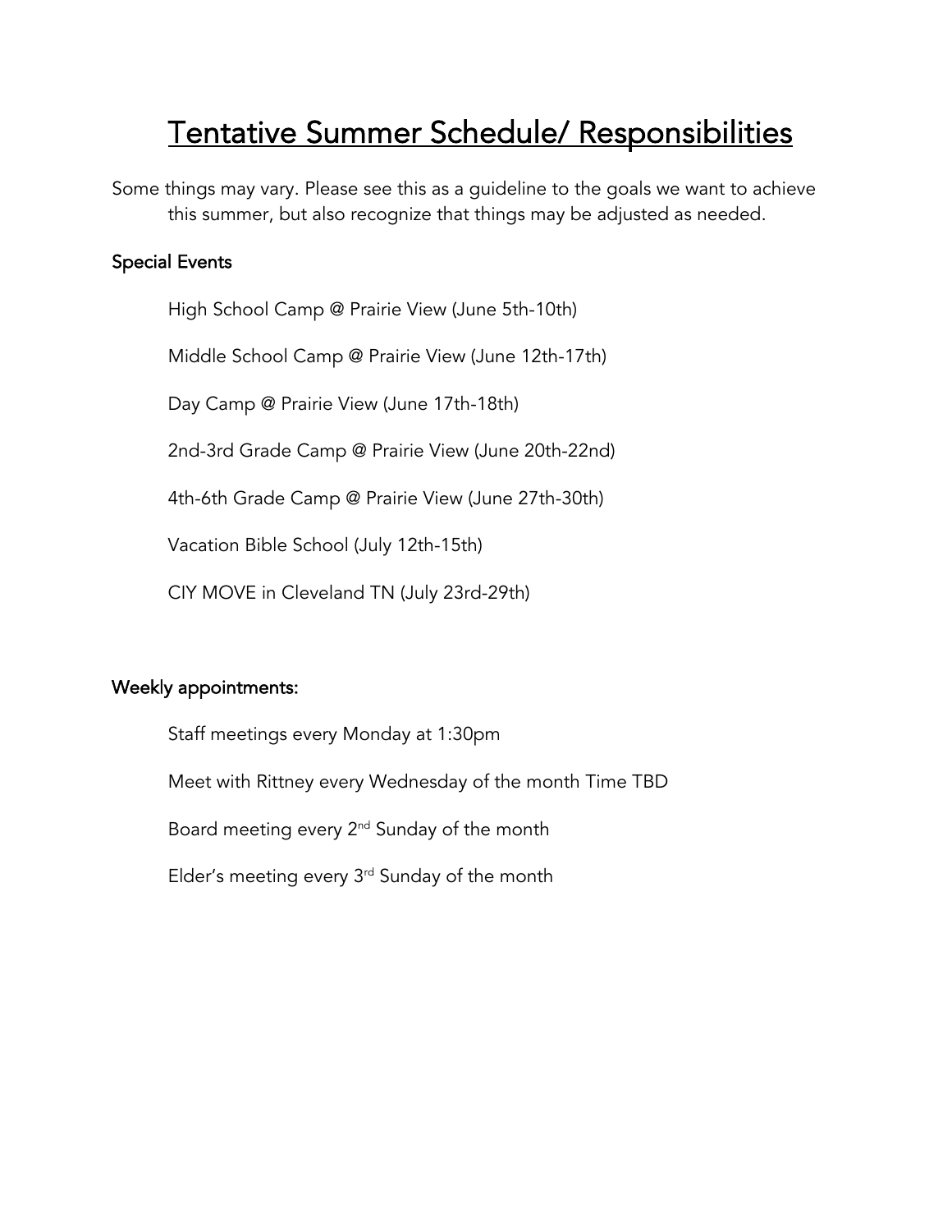# Tentative Summer Schedule/ Responsibilities

Some things may vary. Please see this as a guideline to the goals we want to achieve this summer, but also recognize that things may be adjusted as needed.

## Special Events

High School Camp @ Prairie View (June 5th-10th)

Middle School Camp @ Prairie View (June 12th-17th)

Day Camp @ Prairie View (June 17th-18th)

2nd-3rd Grade Camp @ Prairie View (June 20th-22nd)

4th-6th Grade Camp @ Prairie View (June 27th-30th)

Vacation Bible School (July 12th-15th)

CIY MOVE in Cleveland TN (July 23rd-29th)

## Weekly appointments:

Staff meetings every Monday at 1:30pm

Meet with Rittney every Wednesday of the month Time TBD

Board meeting every 2nd Sunday of the month

Elder's meeting every 3rd Sunday of the month